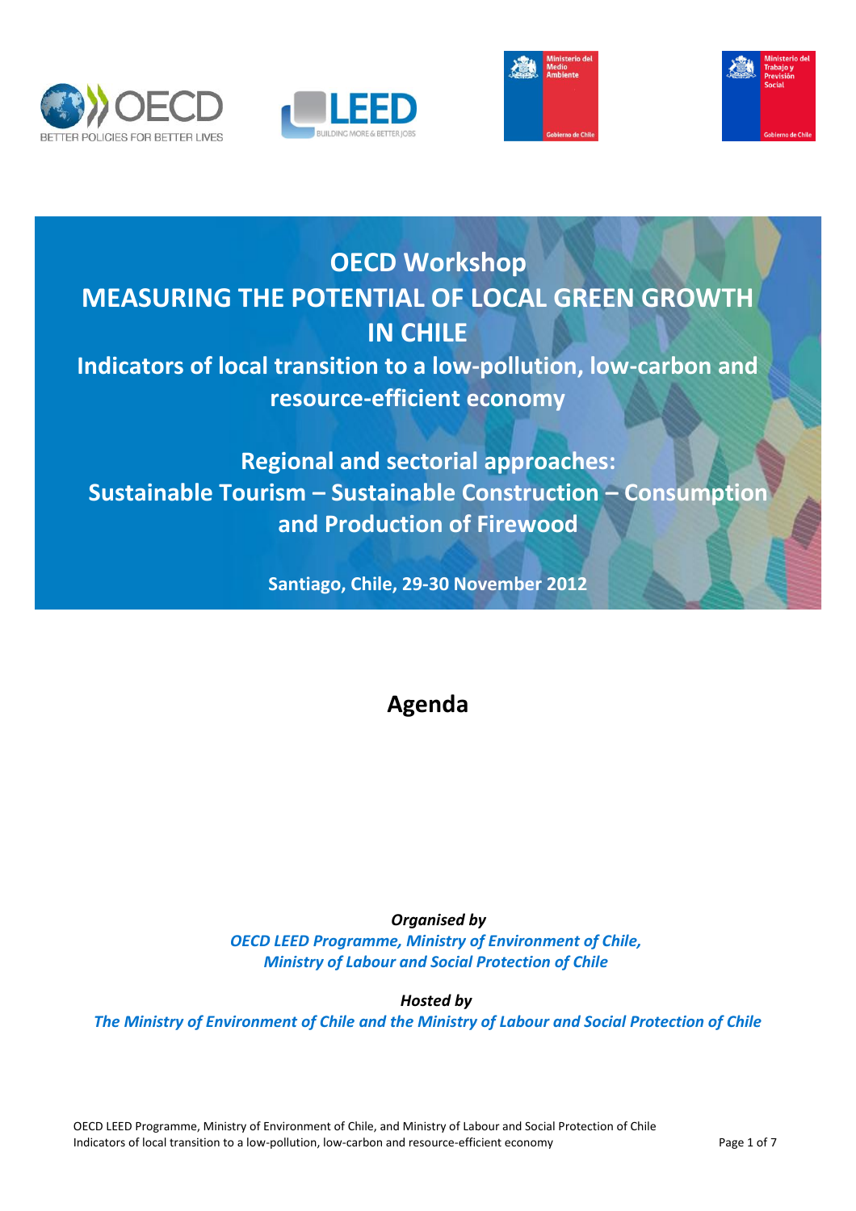# OECD Workshop

# MEASURING THE POTENTIAL OF LOCAL GREEN GROWTH IN CHILE

## Indicators of local transition to a low-pollution, low-carbon and resource-efficient economy

## Regional and sectorial approaches: Sustainable Tourism – Sustainable Construction – Consumption and Production of Firewood

**Santiago, Chile, 29-30 November 2012**

# Agenda

***Organised by***

*OECD LEED Programme, Ministry of Environment of Chile, Ministry of Labour and Social Protection of Chile*

***Hosted by***

*The Ministry of Environment of Chile and the Ministry of Labour and Social Protection of Chile*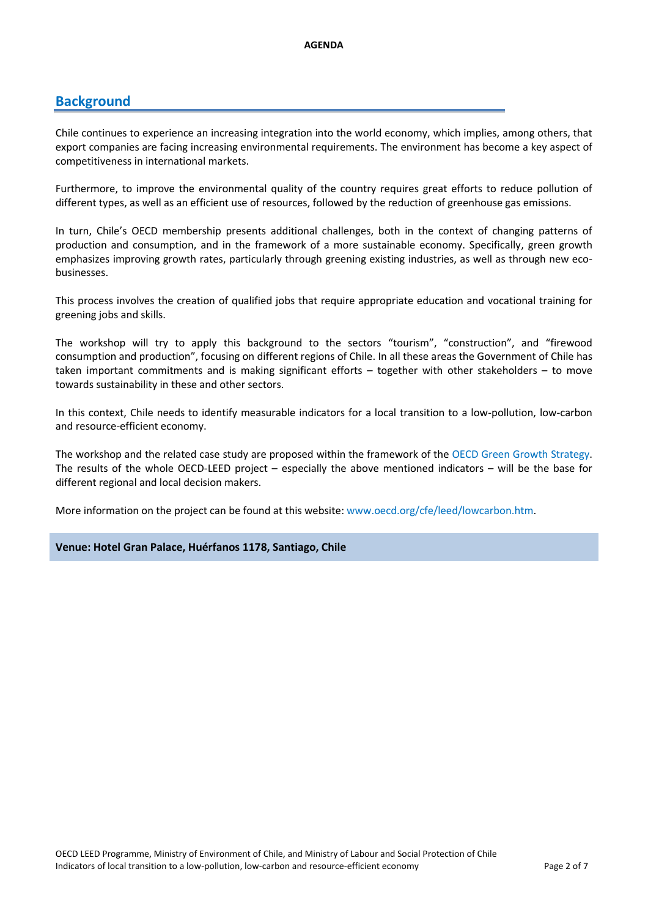## Background

Chile continues to experience an increasing integration into the world economy, which implies, among others, that export companies are facing increasing environmental requirements. The environment has become a key aspect of competitiveness in international markets.

Furthermore, to improve the environmental quality of the country requires great efforts to reduce pollution of different types, as well as an efficient use of resources, followed by the reduction of greenhouse gas emissions.

In turn, Chile's OECD membership presents additional challenges, both in the context of changing patterns of production and consumption, and in the framework of a more sustainable economy. Specifically, green growth emphasizes improving growth rates, particularly through greening existing industries, as well as through new eco-businesses.

This process involves the creation of qualified jobs that require appropriate education and vocational training for greening jobs and skills.

The workshop will try to apply this background to the sectors "tourism", "construction", and "firewood consumption and production", focusing on different regions of Chile. In all these areas the Government of Chile has taken important commitments and is making significant efforts – together with other stakeholders – to move towards sustainability in these and other sectors.

In this context, Chile needs to identify measurable indicators for a local transition to a low-pollution, low-carbon and resource-efficient economy.

The workshop and the related case study are proposed within the framework of the OECD Green Growth Strategy. The results of the whole OECD-LEED project – especially the above mentioned indicators – will be the base for different regional and local decision makers.

More information on the project can be found at this website: www.oecd.org/cfe/leed/lowcarbon.htm.

**Venue: Hotel Gran Palace, Huérfanos 1178, Santiago, Chile**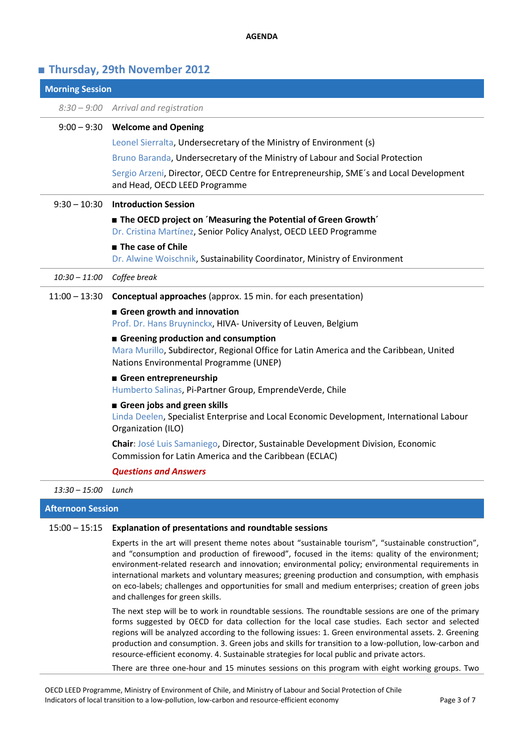**AGENDA**

## ■ Thursday, 29th November 2012

### Morning Session

*8:30 – 9:00* *Arrival and registration*

9:00 – 9:30 **Welcome and Opening**

Leonel Sierralta, Undersecretary of the Ministry of Environment (s)

Bruno Baranda, Undersecretary of the Ministry of Labour and Social Protection

Sergio Arzeni, Director, OECD Centre for Entrepreneurship, SME´s and Local Development and Head, OECD LEED Programme

9:30 – 10:30 **Introduction Session**

■ **The OECD project on ´Measuring the Potential of Green Growth´**
Dr. Cristina Martínez, Senior Policy Analyst, OECD LEED Programme

■ **The case of Chile**
Dr. Alwine Woischnik, Sustainability Coordinator, Ministry of Environment

*10:30 – 11:00* *Coffee break*

11:00 – 13:30 **Conceptual approaches** (approx. 15 min. for each presentation)

■ **Green growth and innovation**
Prof. Dr. Hans Bruyninckx, HIVA- University of Leuven, Belgium

■ **Greening production and consumption**
Mara Murillo, Subdirector, Regional Office for Latin America and the Caribbean, United Nations Environmental Programme (UNEP)

■ **Green entrepreneurship**
Humberto Salinas, Pi-Partner Group, EmprendeVerde, Chile

■ **Green jobs and green skills**
Linda Deelen, Specialist Enterprise and Local Economic Development, International Labour Organization (ILO)

**Chair**: José Luis Samaniego, Director, Sustainable Development Division, Economic Commission for Latin America and the Caribbean (ECLAC)

***Questions and Answers***

*13:30 – 15:00* *Lunch*

### Afternoon Session

15:00 – 15:15 **Explanation of presentations and roundtable sessions**

Experts in the art will present theme notes about "sustainable tourism", "sustainable construction", and "consumption and production of firewood", focused in the items: quality of the environment; environment-related research and innovation; environmental policy; environmental requirements in international markets and voluntary measures; greening production and consumption, with emphasis on eco-labels; challenges and opportunities for small and medium enterprises; creation of green jobs and challenges for green skills.

The next step will be to work in roundtable sessions. The roundtable sessions are one of the primary forms suggested by OECD for data collection for the local case studies. Each sector and selected regions will be analyzed according to the following issues: 1. Green environmental assets. 2. Greening production and consumption. 3. Green jobs and skills for transition to a low-pollution, low-carbon and resource-efficient economy. 4. Sustainable strategies for local public and private actors.

There are three one-hour and 15 minutes sessions on this program with eight working groups. Two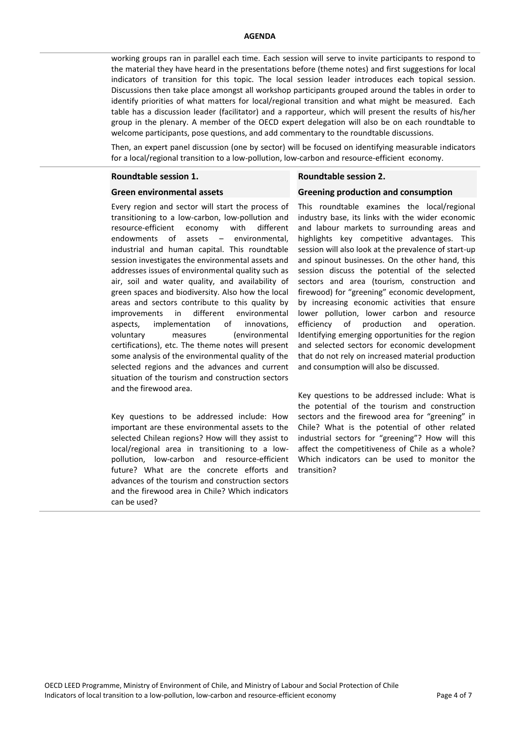working groups ran in parallel each time. Each session will serve to invite participants to respond to the material they have heard in the presentations before (theme notes) and first suggestions for local indicators of transition for this topic. The local session leader introduces each topical session. Discussions then take place amongst all workshop participants grouped around the tables in order to identify priorities of what matters for local/regional transition and what might be measured. Each table has a discussion leader (facilitator) and a rapporteur, which will present the results of his/her group in the plenary. A member of the OECD expert delegation will also be on each roundtable to welcome participants, pose questions, and add commentary to the roundtable discussions.

Then, an expert panel discussion (one by sector) will be focused on identifying measurable indicators for a local/regional transition to a low-pollution, low-carbon and resource-efficient economy.

**Roundtable session 1.**

**Green environmental assets**

Every region and sector will start the process of transitioning to a low-carbon, low-pollution and resource-efficient economy with different endowments of assets – environmental, industrial and human capital. This roundtable session investigates the environmental assets and addresses issues of environmental quality such as air, soil and water quality, and availability of green spaces and biodiversity. Also how the local areas and sectors contribute to this quality by improvements in different environmental aspects, implementation of innovations, voluntary measures (environmental certifications), etc. The theme notes will present some analysis of the environmental quality of the selected regions and the advances and current situation of the tourism and construction sectors and the firewood area.

Key questions to be addressed include: How important are these environmental assets to the selected Chilean regions? How will they assist to local/regional area in transitioning to a low-pollution, low-carbon and resource-efficient future? What are the concrete efforts and advances of the tourism and construction sectors and the firewood area in Chile? Which indicators can be used?

**Roundtable session 2.**

**Greening production and consumption**

This roundtable examines the local/regional industry base, its links with the wider economic and labour markets to surrounding areas and highlights key competitive advantages. This session will also look at the prevalence of start-up and spinout businesses. On the other hand, this session discuss the potential of the selected sectors and area (tourism, construction and firewood) for "greening" economic development, by increasing economic activities that ensure lower pollution, lower carbon and resource efficiency of production and operation. Identifying emerging opportunities for the region and selected sectors for economic development that do not rely on increased material production and consumption will also be discussed.

Key questions to be addressed include: What is the potential of the tourism and construction sectors and the firewood area for "greening" in Chile? What is the potential of other related industrial sectors for "greening"? How will this affect the competitiveness of Chile as a whole? Which indicators can be used to monitor the transition?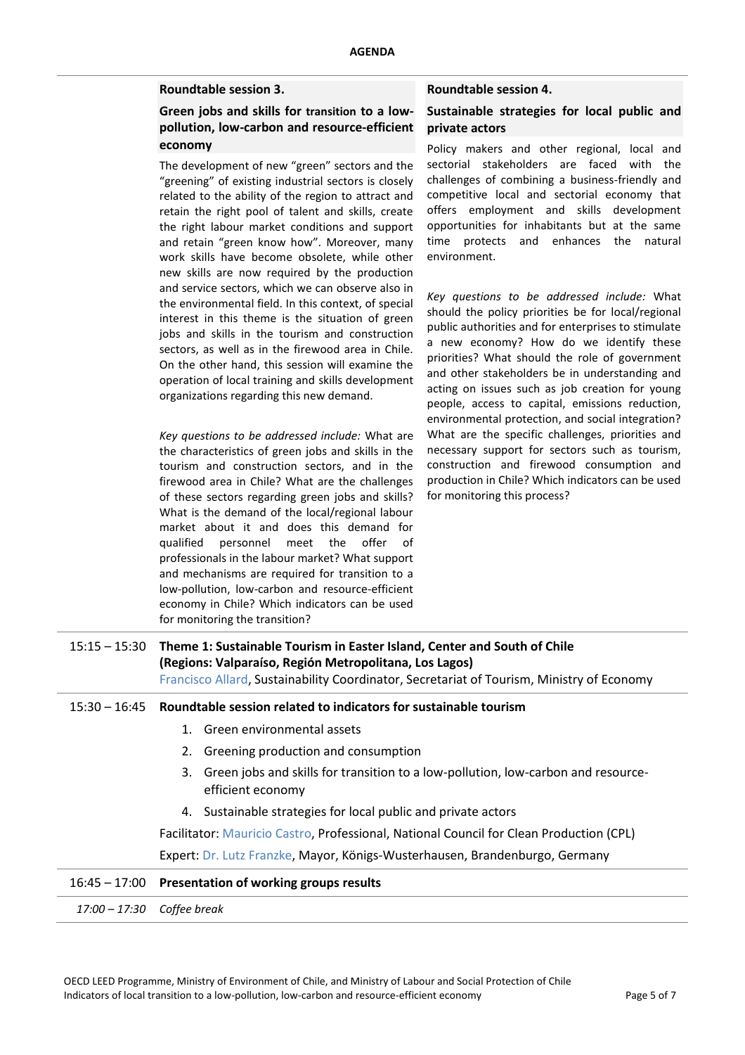## AGENDA

### Roundtable session 3.

**Green jobs and skills for transition to a low-pollution, low-carbon and resource-efficient economy**

The development of new "green" sectors and the "greening" of existing industrial sectors is closely related to the ability of the region to attract and retain the right pool of talent and skills, create the right labour market conditions and support and retain "green know how". Moreover, many work skills have become obsolete, while other new skills are now required by the production and service sectors, which we can observe also in the environmental field. In this context, of special interest in this theme is the situation of green jobs and skills in the tourism and construction sectors, as well as in the firewood area in Chile. On the other hand, this session will examine the operation of local training and skills development organizations regarding this new demand.

*Key questions to be addressed include:* What are the characteristics of green jobs and skills in the tourism and construction sectors, and in the firewood area in Chile? What are the challenges of these sectors regarding green jobs and skills? What is the demand of the local/regional labour market about it and does this demand for qualified personnel meet the offer of professionals in the labour market? What support and mechanisms are required for transition to a low-pollution, low-carbon and resource-efficient economy in Chile? Which indicators can be used for monitoring the transition?

### Roundtable session 4.

**Sustainable strategies for local public and private actors**

Policy makers and other regional, local and sectorial stakeholders are faced with the challenges of combining a business-friendly and competitive local and sectorial economy that offers employment and skills development opportunities for inhabitants but at the same time protects and enhances the natural environment.

*Key questions to be addressed include:* What should the policy priorities be for local/regional public authorities and for enterprises to stimulate a new economy? How do we identify these priorities? What should the role of government and other stakeholders be in understanding and acting on issues such as job creation for young people, access to capital, emissions reduction, environmental protection, and social integration? What are the specific challenges, priorities and necessary support for sectors such as tourism, construction and firewood consumption and production in Chile? Which indicators can be used for monitoring this process?

---

**15:15 – 15:30** **Theme 1: Sustainable Tourism in Easter Island, Center and South of Chile (Regions: Valparaíso, Región Metropolitana, Los Lagos)**
Francisco Allard, Sustainability Coordinator, Secretariat of Tourism, Ministry of Economy

**15:30 – 16:45** **Roundtable session related to indicators for sustainable tourism**

1. Green environmental assets
2. Greening production and consumption
3. Green jobs and skills for transition to a low-pollution, low-carbon and resource-efficient economy
4. Sustainable strategies for local public and private actors

Facilitator: Mauricio Castro, Professional, National Council for Clean Production (CPL)

Expert: Dr. Lutz Franzke, Mayor, Königs-Wusterhausen, Brandenburgo, Germany

**16:45 – 17:00** **Presentation of working groups results**

*17:00 – 17:30* *Coffee break*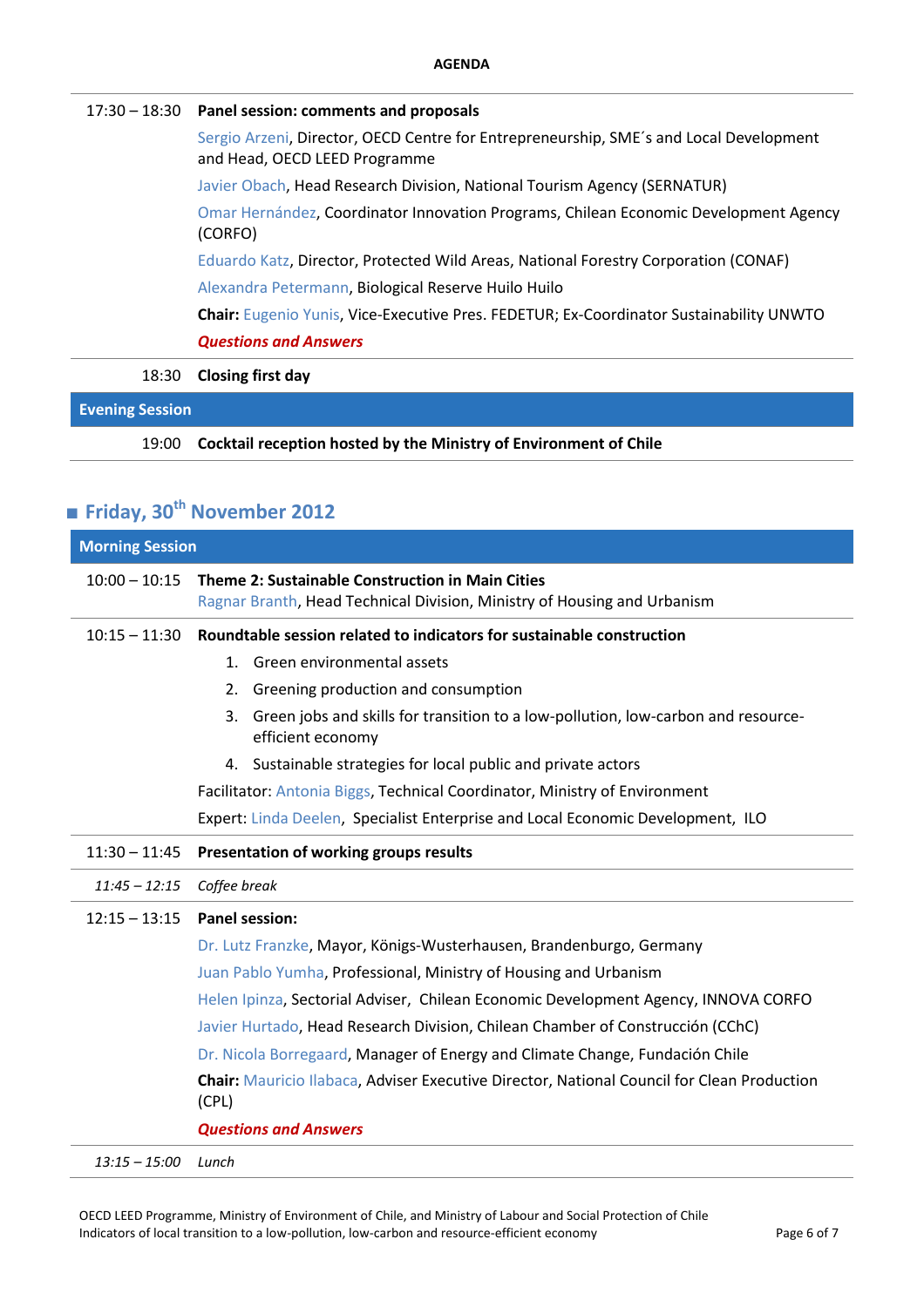**AGENDA**

| | |
|---|---|
| 17:30 – 18:30 | **Panel session: comments and proposals** |
| | Sergio Arzeni, Director, OECD Centre for Entrepreneurship, SME´s and Local Development and Head, OECD LEED Programme |
| | Javier Obach, Head Research Division, National Tourism Agency (SERNATUR) |
| | Omar Hernández, Coordinator Innovation Programs, Chilean Economic Development Agency (CORFO) |
| | Eduardo Katz, Director, Protected Wild Areas, National Forestry Corporation (CONAF) |
| | Alexandra Petermann, Biological Reserve Huilo Huilo |
| | **Chair:** Eugenio Yunis, Vice-Executive Pres. FEDETUR; Ex-Coordinator Sustainability UNWTO |
| | ***Questions and Answers*** |
| 18:30 | **Closing first day** |
| **Evening Session** | |
| 19:00 | **Cocktail reception hosted by the Ministry of Environment of Chile** |

## Friday, 30th November 2012

| | |
|---|---|
| **Morning Session** | |
| 10:00 – 10:15 | **Theme 2: Sustainable Construction in Main Cities**<br>Ragnar Branth, Head Technical Division, Ministry of Housing and Urbanism |
| 10:15 – 11:30 | **Roundtable session related to indicators for sustainable construction** |
| | 1. Green environmental assets |
| | 2. Greening production and consumption |
| | 3. Green jobs and skills for transition to a low-pollution, low-carbon and resource-efficient economy |
| | 4. Sustainable strategies for local public and private actors |
| | Facilitator: Antonia Biggs, Technical Coordinator, Ministry of Environment |
| | Expert: Linda Deelen, Specialist Enterprise and Local Economic Development, ILO |
| 11:30 – 11:45 | **Presentation of working groups results** |
| *11:45 – 12:15* | *Coffee break* |
| 12:15 – 13:15 | **Panel session:** |
| | Dr. Lutz Franzke, Mayor, Königs-Wusterhausen, Brandenburgo, Germany |
| | Juan Pablo Yumha, Professional, Ministry of Housing and Urbanism |
| | Helen Ipinza, Sectorial Adviser, Chilean Economic Development Agency, INNOVA CORFO |
| | Javier Hurtado, Head Research Division, Chilean Chamber of Construcción (CChC) |
| | Dr. Nicola Borregaard, Manager of Energy and Climate Change, Fundación Chile |
| | **Chair:** Mauricio Ilabaca, Adviser Executive Director, National Council for Clean Production (CPL) |
| | ***Questions and Answers*** |
| *13:15 – 15:00* | *Lunch* |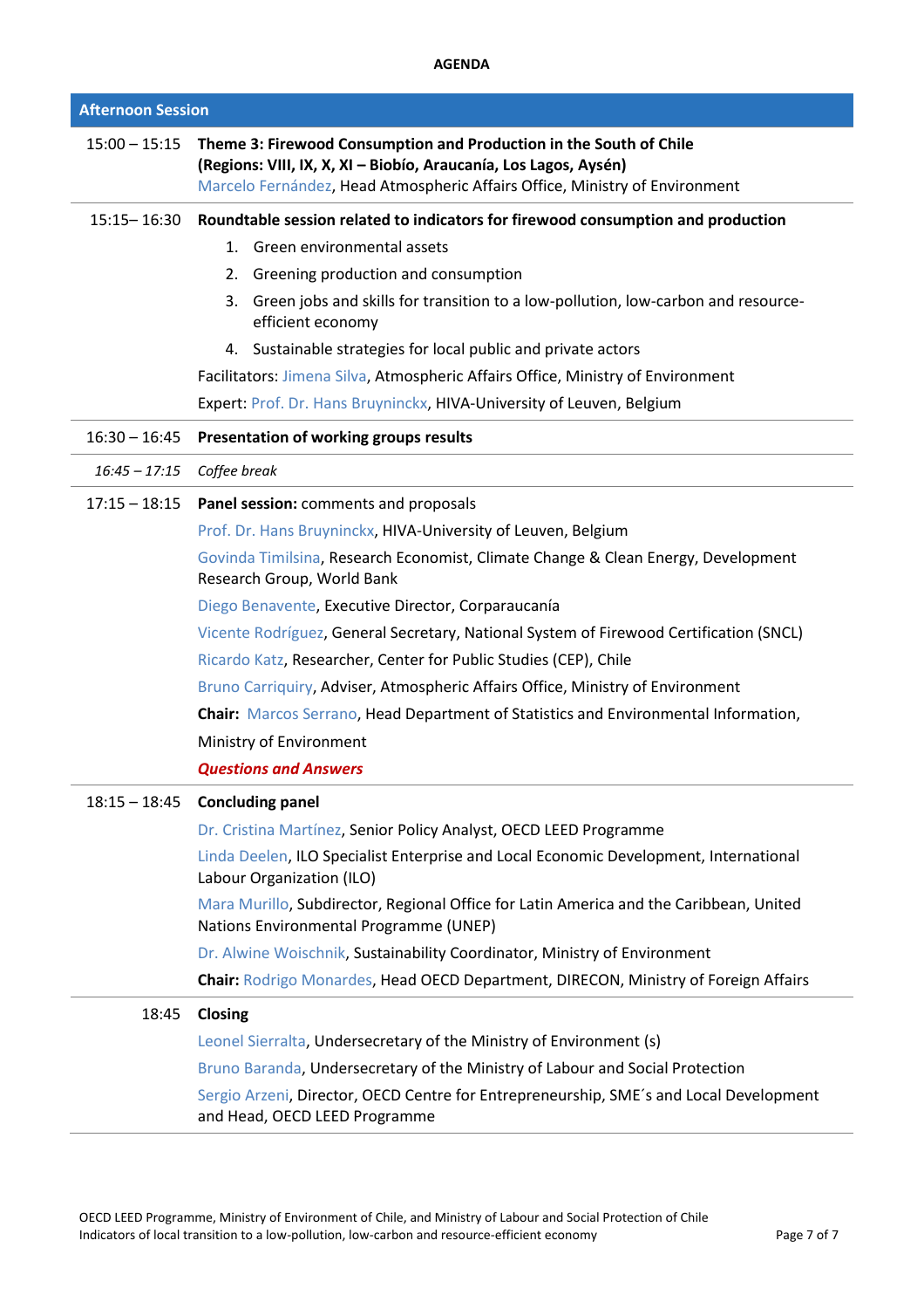**AGENDA**

| Afternoon Session | |
|---|---|
| 15:00 – 15:15 | **Theme 3: Firewood Consumption and Production in the South of Chile (Regions: VIII, IX, X, XI – Biobío, Araucanía, Los Lagos, Aysén)**<br>Marcelo Fernández, Head Atmospheric Affairs Office, Ministry of Environment |
| 15:15– 16:30 | **Roundtable session related to indicators for firewood consumption and production**<br>1. Green environmental assets<br>2. Greening production and consumption<br>3. Green jobs and skills for transition to a low-pollution, low-carbon and resource-efficient economy<br>4. Sustainable strategies for local public and private actors<br>Facilitators: Jimena Silva, Atmospheric Affairs Office, Ministry of Environment<br>Expert: Prof. Dr. Hans Bruyninckx, HIVA-University of Leuven, Belgium |
| 16:30 – 16:45 | **Presentation of working groups results** |
| *16:45 – 17:15* | *Coffee break* |
| 17:15 – 18:15 | **Panel session:** comments and proposals<br>Prof. Dr. Hans Bruyninckx, HIVA-University of Leuven, Belgium<br>Govinda Timilsina, Research Economist, Climate Change & Clean Energy, Development Research Group, World Bank<br>Diego Benavente, Executive Director, Corparaucanía<br>Vicente Rodríguez, General Secretary, National System of Firewood Certification (SNCL)<br>Ricardo Katz, Researcher, Center for Public Studies (CEP), Chile<br>Bruno Carriquiry, Adviser, Atmospheric Affairs Office, Ministry of Environment<br>**Chair:** Marcos Serrano, Head Department of Statistics and Environmental Information, Ministry of Environment<br>***Questions and Answers*** |
| 18:15 – 18:45 | **Concluding panel**<br>Dr. Cristina Martínez, Senior Policy Analyst, OECD LEED Programme<br>Linda Deelen, ILO Specialist Enterprise and Local Economic Development, International Labour Organization (ILO)<br>Mara Murillo, Subdirector, Regional Office for Latin America and the Caribbean, United Nations Environmental Programme (UNEP)<br>Dr. Alwine Woischnik, Sustainability Coordinator, Ministry of Environment<br>**Chair:** Rodrigo Monardes, Head OECD Department, DIRECON, Ministry of Foreign Affairs |
| 18:45 | **Closing**<br>Leonel Sierralta, Undersecretary of the Ministry of Environment (s)<br>Bruno Baranda, Undersecretary of the Ministry of Labour and Social Protection<br>Sergio Arzeni, Director, OECD Centre for Entrepreneurship, SME´s and Local Development and Head, OECD LEED Programme |